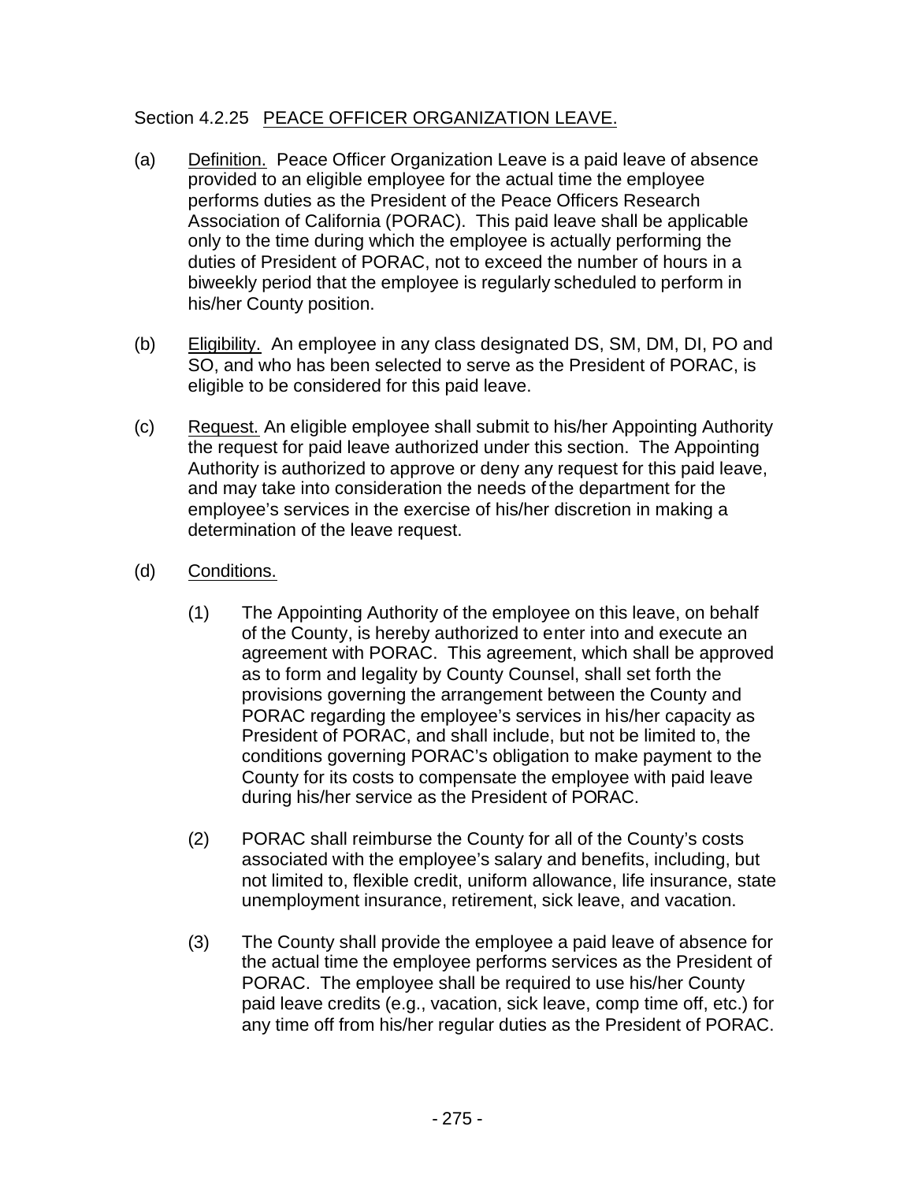Section 4.2.25 PEACE OFFICER ORGANIZATION LEAVE.

(a) Definition. Peace Officer Organization Leave is a paid leave of absence provided to an eligible employee for the actual time the employee performs duties as the President of the Peace Officers Research Association of California (PORAC). This paid leave shall be applicable only to the time during which the employee is actually performing the duties of President of PORAC, not to exceed the number of hours in a biweekly period that the employee is regularly scheduled to perform in his/her County position.

(b) Eligibility. An employee in any class designated DS, SM, DM, DI, PO and SO, and who has been selected to serve as the President of PORAC, is eligible to be considered for this paid leave.

(c) Request. An eligible employee shall submit to his/her Appointing Authority the request for paid leave authorized under this section. The Appointing Authority is authorized to approve or deny any request for this paid leave, and may take into consideration the needs of the department for the employee's services in the exercise of his/her discretion in making a determination of the leave request.

(d) Conditions.

(1) The Appointing Authority of the employee on this leave, on behalf of the County, is hereby authorized to enter into and execute an agreement with PORAC. This agreement, which shall be approved as to form and legality by County Counsel, shall set forth the provisions governing the arrangement between the County and PORAC regarding the employee's services in his/her capacity as President of PORAC, and shall include, but not be limited to, the conditions governing PORAC's obligation to make payment to the County for its costs to compensate the employee with paid leave during his/her service as the President of PORAC.

(2) PORAC shall reimburse the County for all of the County's costs associated with the employee's salary and benefits, including, but not limited to, flexible credit, uniform allowance, life insurance, state unemployment insurance, retirement, sick leave, and vacation.

(3) The County shall provide the employee a paid leave of absence for the actual time the employee performs services as the President of PORAC. The employee shall be required to use his/her County paid leave credits (e.g., vacation, sick leave, comp time off, etc.) for any time off from his/her regular duties as the President of PORAC.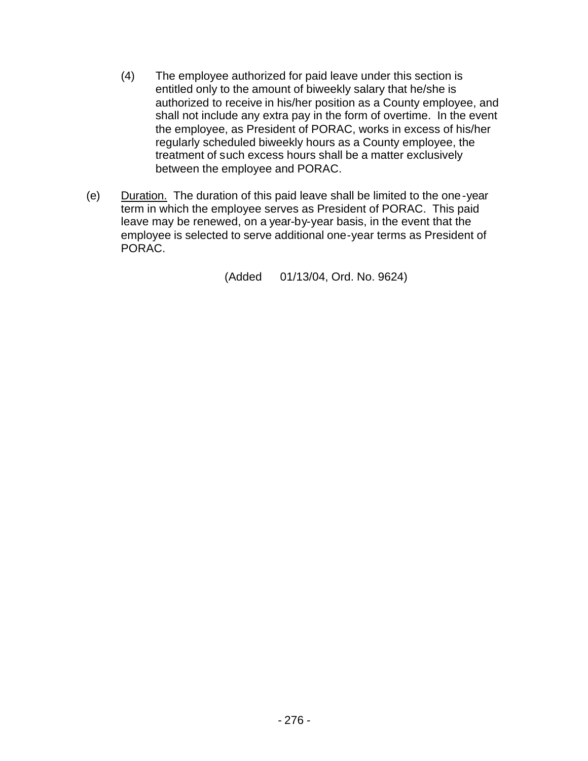(4) The employee authorized for paid leave under this section is entitled only to the amount of biweekly salary that he/she is authorized to receive in his/her position as a County employee, and shall not include any extra pay in the form of overtime. In the event the employee, as President of PORAC, works in excess of his/her regularly scheduled biweekly hours as a County employee, the treatment of such excess hours shall be a matter exclusively between the employee and PORAC.

(e) <u>Duration.</u> The duration of this paid leave shall be limited to the one-year term in which the employee serves as President of PORAC. This paid leave may be renewed, on a year-by-year basis, in the event that the employee is selected to serve additional one-year terms as President of PORAC.

(Added 01/13/04, Ord. No. 9624)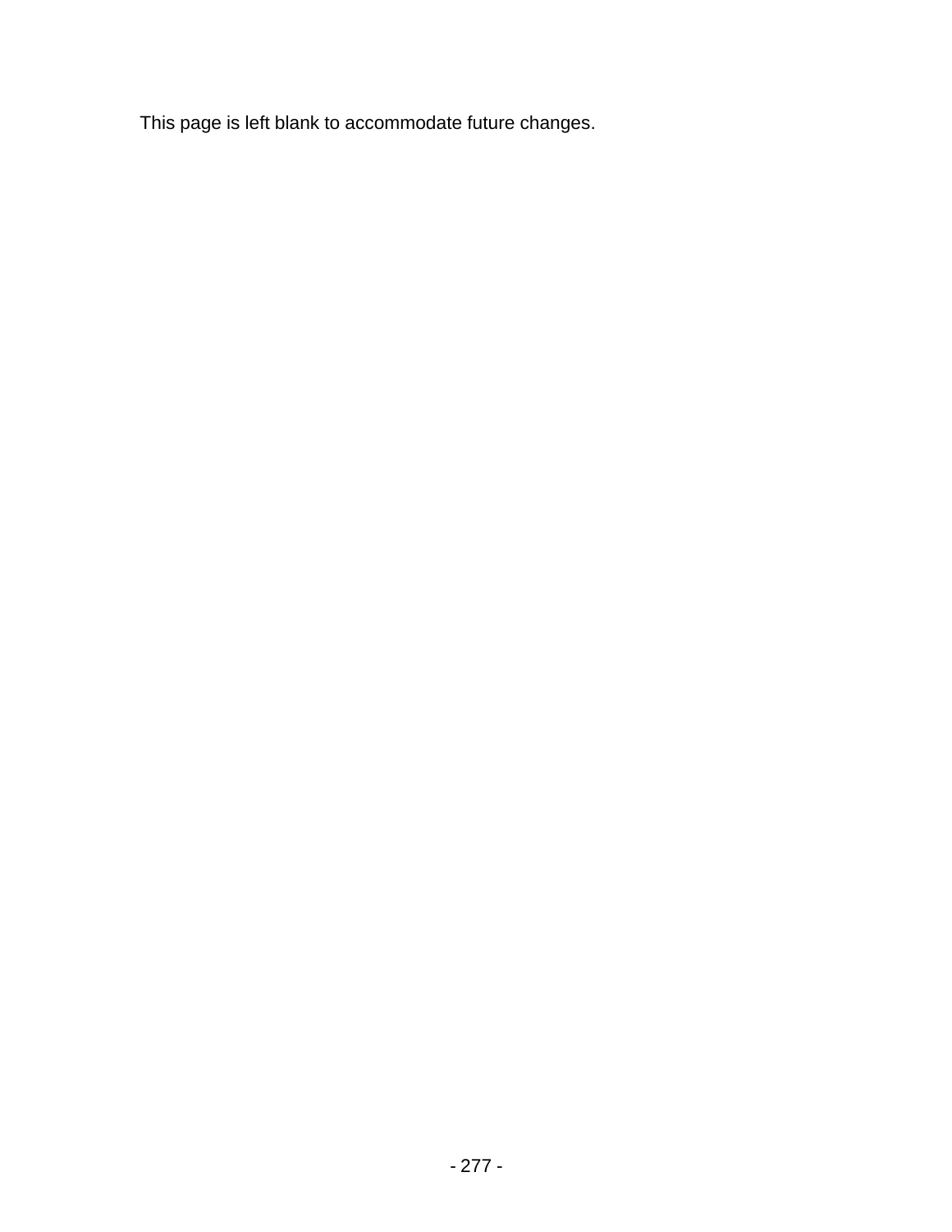This page is left blank to accommodate future changes.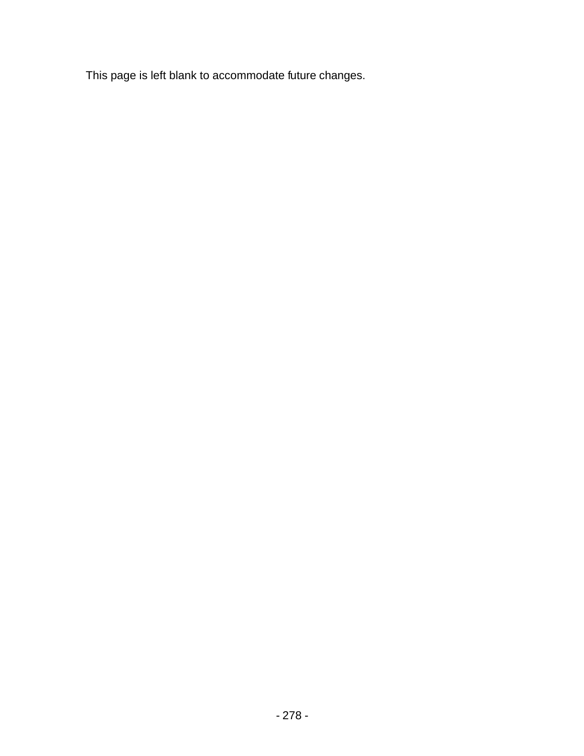This page is left blank to accommodate future changes.